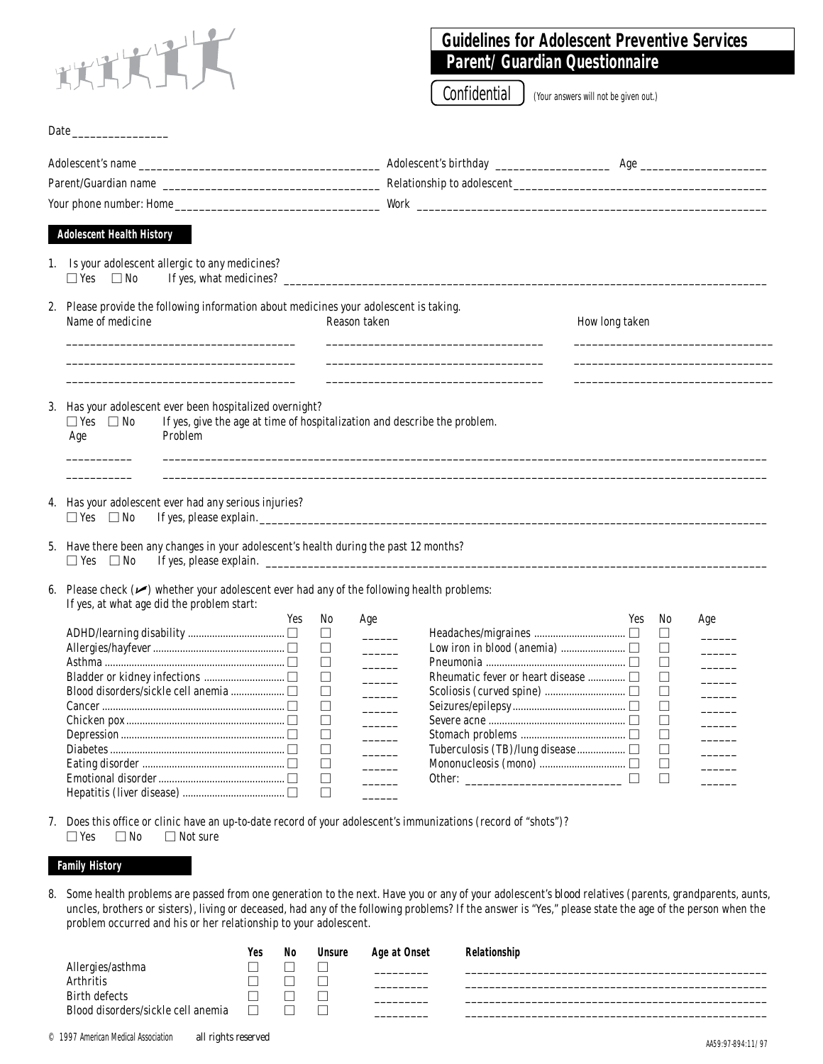# Guidelines for Adolescent Preventive Services

## Parent/Guardian Questionnaire

**Confidential** (Your answers will not be given out.)

Date ________________

Adolescent's name ________________________________________ Adolescent's birthday ___________________ Age ____________________

Parent/Guardian name ____________________________________ Relationship to adolescent ___________________________________________

Your phone number: Home ________________________________ Work _____________________________________________________________

### Adolescent Health History

1. Is your adolescent allergic to any medicines?
   ☐ Yes ☐ No If yes, what medicines? ________________________________________________________________________________

2. Please provide the following information about medicines your adolescent is taking.

| Name of medicine | Reason taken | How long taken |
|---|---|---|
| ________________________ | ________________________ | ________________________ |
| ________________________ | ________________________ | ________________________ |
| ________________________ | ________________________ | ________________________ |

3. Has your adolescent ever been hospitalized overnight?
   ☐ Yes ☐ No If yes, give the age at time of hospitalization and describe the problem.

| Age | Problem |
|---|---|
| ___________ | ________________________________________________________________ |
| ___________ | ________________________________________________________________ |

4. Has your adolescent ever had any serious injuries?
   ☐ Yes ☐ No If yes, please explain. ________________________________________________________________________________

5. Have there been any changes in your adolescent's health during the past 12 months?
   ☐ Yes ☐ No If yes, please explain. ________________________________________________________________________________

6. Please check (✓) whether your adolescent ever had any of the following health problems:
   If yes, at what age did the problem start:

| | Yes | No | Age |
|---|---|---|---|
| ADHD/learning disability | ☐ | ☐ | ______ |
| Allergies/hayfever | ☐ | ☐ | ______ |
| Asthma | ☐ | ☐ | ______ |
| Bladder or kidney infections | ☐ | ☐ | ______ |
| Blood disorders/sickle cell anemia | ☐ | ☐ | ______ |
| Cancer | ☐ | ☐ | ______ |
| Chicken pox | ☐ | ☐ | ______ |
| Depression | ☐ | ☐ | ______ |
| Diabetes | ☐ | ☐ | ______ |
| Eating disorder | ☐ | ☐ | ______ |
| Emotional disorder | ☐ | ☐ | ______ |
| Hepatitis (liver disease) | ☐ | ☐ | ______ |
| Headaches/migraines | ☐ | ☐ | ______ |
| Low iron in blood (anemia) | ☐ | ☐ | ______ |
| Pneumonia | ☐ | ☐ | ______ |
| Rheumatic fever or heart disease | ☐ | ☐ | ______ |
| Scoliosis (curved spine) | ☐ | ☐ | ______ |
| Seizures/epilepsy | ☐ | ☐ | ______ |
| Severe acne | ☐ | ☐ | ______ |
| Stomach problems | ☐ | ☐ | ______ |
| Tuberculosis (TB)/lung disease | ☐ | ☐ | ______ |
| Mononucleosis (mono) | ☐ | ☐ | ______ |
| Other: ________________________ | ☐ | ☐ | ______ |

7. Does this office or clinic have an up-to-date record of your adolescent's immunizations (record of "shots")?
   ☐ Yes ☐ No ☐ Not sure

### Family History

8. Some health problems are passed from one generation to the next. Have you or any of your adolescent's blood relatives (parents, grandparents, aunts, uncles, brothers or sisters), living or deceased, had any of the following problems? If the answer is "Yes," please state the age of the person when the problem occurred and his or her relationship to your adolescent.

| | Yes | No | Unsure | Age at Onset | Relationship |
|---|---|---|---|---|---|
| Allergies/asthma | ☐ | ☐ | ☐ | _________ | ________________________________ |
| Arthritis | ☐ | ☐ | ☐ | _________ | ________________________________ |
| Birth defects | ☐ | ☐ | ☐ | _________ | ________________________________ |
| Blood disorders/sickle cell anemia | ☐ | ☐ | ☐ | _________ | ________________________________ |

© 1997 American Medical Association all rights reserved

AA59:97-894:11/97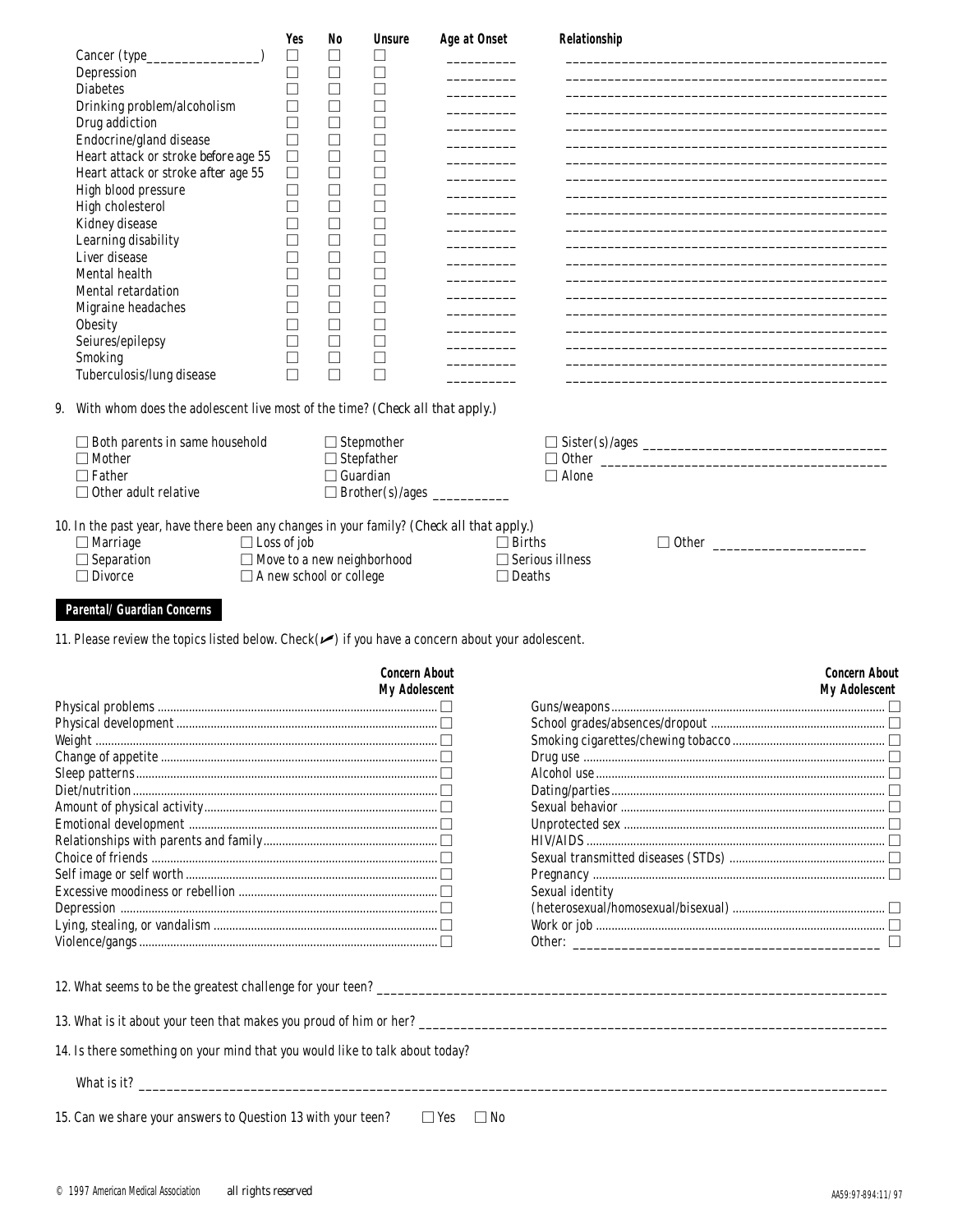| | Yes | No | Unsure | Age at Onset | Relationship |
|---|---|---|---|---|---|
| Cancer (type________________) | ☐ | ☐ | ☐ | __________ | ______________________________________________ |
| Depression | ☐ | ☐ | ☐ | __________ | ______________________________________________ |
| Diabetes | ☐ | ☐ | ☐ | __________ | ______________________________________________ |
| Drinking problem/alcoholism | ☐ | ☐ | ☐ | __________ | ______________________________________________ |
| Drug addiction | ☐ | ☐ | ☐ | __________ | ______________________________________________ |
| Endocrine/gland disease | ☐ | ☐ | ☐ | __________ | ______________________________________________ |
| Heart attack or stroke *before* age 55 | ☐ | ☐ | ☐ | __________ | ______________________________________________ |
| Heart attack or stroke *after* age 55 | ☐ | ☐ | ☐ | __________ | ______________________________________________ |
| High blood pressure | ☐ | ☐ | ☐ | __________ | ______________________________________________ |
| High cholesterol | ☐ | ☐ | ☐ | __________ | ______________________________________________ |
| Kidney disease | ☐ | ☐ | ☐ | __________ | ______________________________________________ |
| Learning disability | ☐ | ☐ | ☐ | __________ | ______________________________________________ |
| Liver disease | ☐ | ☐ | ☐ | __________ | ______________________________________________ |
| Mental health | ☐ | ☐ | ☐ | __________ | ______________________________________________ |
| Mental retardation | ☐ | ☐ | ☐ | __________ | ______________________________________________ |
| Migraine headaches | ☐ | ☐ | ☐ | __________ | ______________________________________________ |
| Obesity | ☐ | ☐ | ☐ | __________ | ______________________________________________ |
| Seiures/epilepsy | ☐ | ☐ | ☐ | __________ | ______________________________________________ |
| Smoking | ☐ | ☐ | ☐ | __________ | ______________________________________________ |
| Tuberculosis/lung disease | ☐ | ☐ | ☐ | __________ | ______________________________________________ |

9. With whom does the adolescent live most of the time? *(Check all that apply.)*

☐ Both parents in same household
☐ Mother
☐ Father
☐ Other adult relative
☐ Stepmother
☐ Stepfather
☐ Guardian
☐ Brother(s)/ages ___________
☐ Sister(s)/ages ___________________________________
☐ Other ________________________________________
☐ Alone

10. In the past year, have there been any changes in your family? *(Check all that apply.)*

☐ Marriage
☐ Separation
☐ Divorce
☐ Loss of job
☐ Move to a new neighborhood
☐ A new school or college
☐ Births
☐ Serious illness
☐ Deaths
☐ Other ______________________

## Parental/Guardian Concerns

11. Please review the topics listed below. Check(✓) if you have a concern about your adolescent.

| | Concern About My Adolescent |
|---|---|
| Physical problems | ☐ |
| Physical development | ☐ |
| Weight | ☐ |
| Change of appetite | ☐ |
| Sleep patterns | ☐ |
| Diet/nutrition | ☐ |
| Amount of physical activity | ☐ |
| Emotional development | ☐ |
| Relationships with parents and family | ☐ |
| Choice of friends | ☐ |
| Self image or self worth | ☐ |
| Excessive moodiness or rebellion | ☐ |
| Depression | ☐ |
| Lying, stealing, or vandalism | ☐ |
| Violence/gangs | ☐ |
| Guns/weapons | ☐ |
| School grades/absences/dropout | ☐ |
| Smoking cigarettes/chewing tobacco | ☐ |
| Drug use | ☐ |
| Alcohol use | ☐ |
| Dating/parties | ☐ |
| Sexual behavior | ☐ |
| Unprotected sex | ☐ |
| HIV/AIDS | ☐ |
| Sexual transmitted diseases (STDs) | ☐ |
| Pregnancy | ☐ |
| Sexual identity (heterosexual/homosexual/bisexual) | ☐ |
| Work or job | ☐ |
| Other: __________________________________________ | ☐ |

12. What seems to be the greatest challenge for your teen? ______________________________________________

13. What is it about your teen that makes you proud of him or her? ______________________________________

14. Is there something on your mind that you would like to talk about today?

What is it? ______________________________________________________________________________

15. Can we share your answers to Question 13 with your teen? ☐ Yes ☐ No

© 1997 American Medical Association all rights reserved

AA59:97-894:11/97